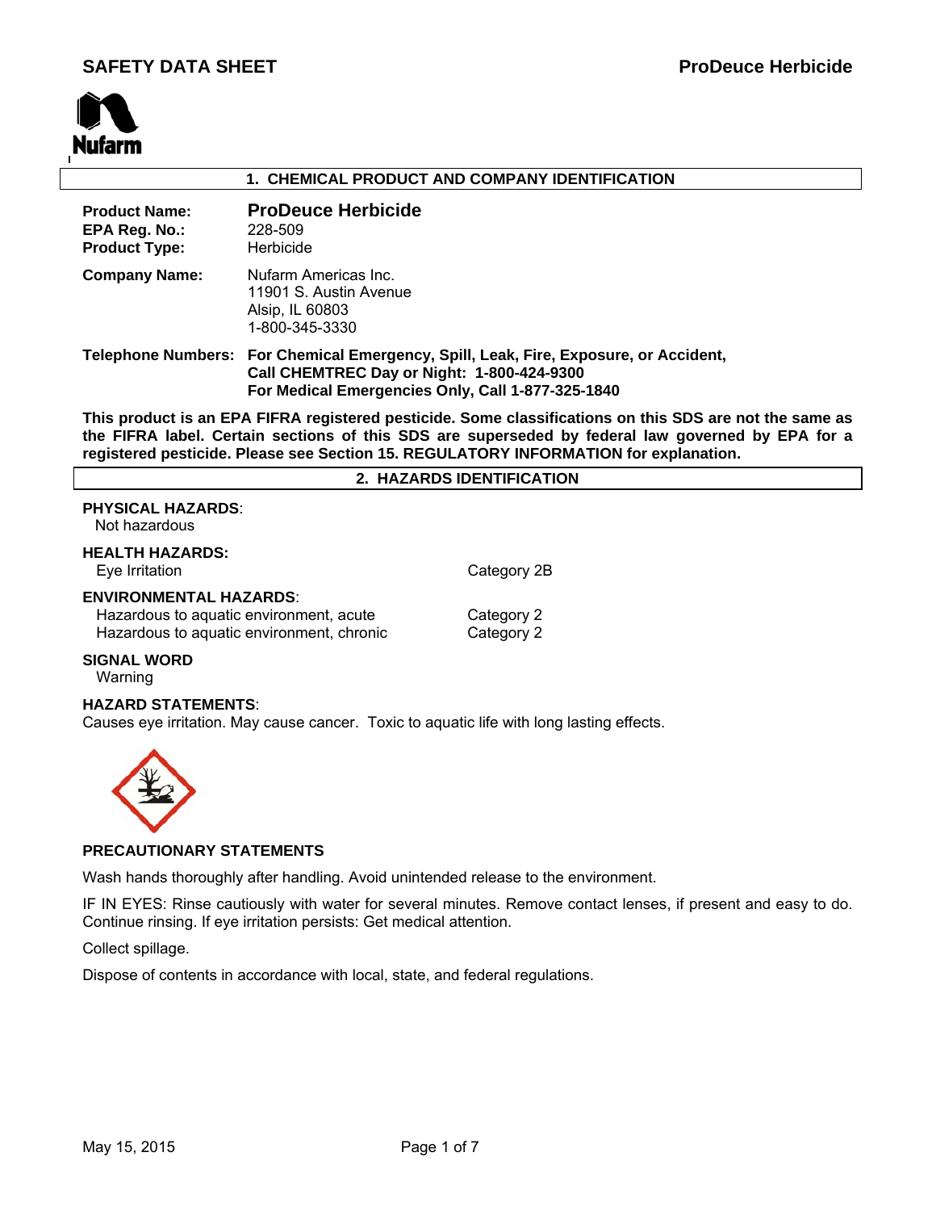# SAFETY DATA SHEET

**ProDeuce Herbicide**

## 1. CHEMICAL PRODUCT AND COMPANY IDENTIFICATION

| | |
|---|---|
| **Product Name:** | **ProDeuce Herbicide** |
| **EPA Reg. No.:** | 228-509 |
| **Product Type:** | Herbicide |
| **Company Name:** | Nufarm Americas Inc.<br>11901 S. Austin Avenue<br>Alsip, IL 60803<br>1-800-345-3330 |
| **Telephone Numbers:** | **For Chemical Emergency, Spill, Leak, Fire, Exposure, or Accident, Call CHEMTREC Day or Night: 1-800-424-9300**<br>**For Medical Emergencies Only, Call 1-877-325-1840** |

**This product is an EPA FIFRA registered pesticide. Some classifications on this SDS are not the same as the FIFRA label. Certain sections of this SDS are superseded by federal law governed by EPA for a registered pesticide. Please see Section 15. REGULATORY INFORMATION for explanation.**

## 2. HAZARDS IDENTIFICATION

**PHYSICAL HAZARDS**:
Not hazardous

**HEALTH HAZARDS:**

| | |
|---|---|
| Eye Irritation | Category 2B |

**ENVIRONMENTAL HAZARDS**:

| | |
|---|---|
| Hazardous to aquatic environment, acute | Category 2 |
| Hazardous to aquatic environment, chronic | Category 2 |

**SIGNAL WORD**
Warning

**HAZARD STATEMENTS**:
Causes eye irritation. May cause cancer. Toxic to aquatic life with long lasting effects.

**PRECAUTIONARY STATEMENTS**

Wash hands thoroughly after handling. Avoid unintended release to the environment.

IF IN EYES: Rinse cautiously with water for several minutes. Remove contact lenses, if present and easy to do. Continue rinsing. If eye irritation persists: Get medical attention.

Collect spillage.

Dispose of contents in accordance with local, state, and federal regulations.

May 15, 2015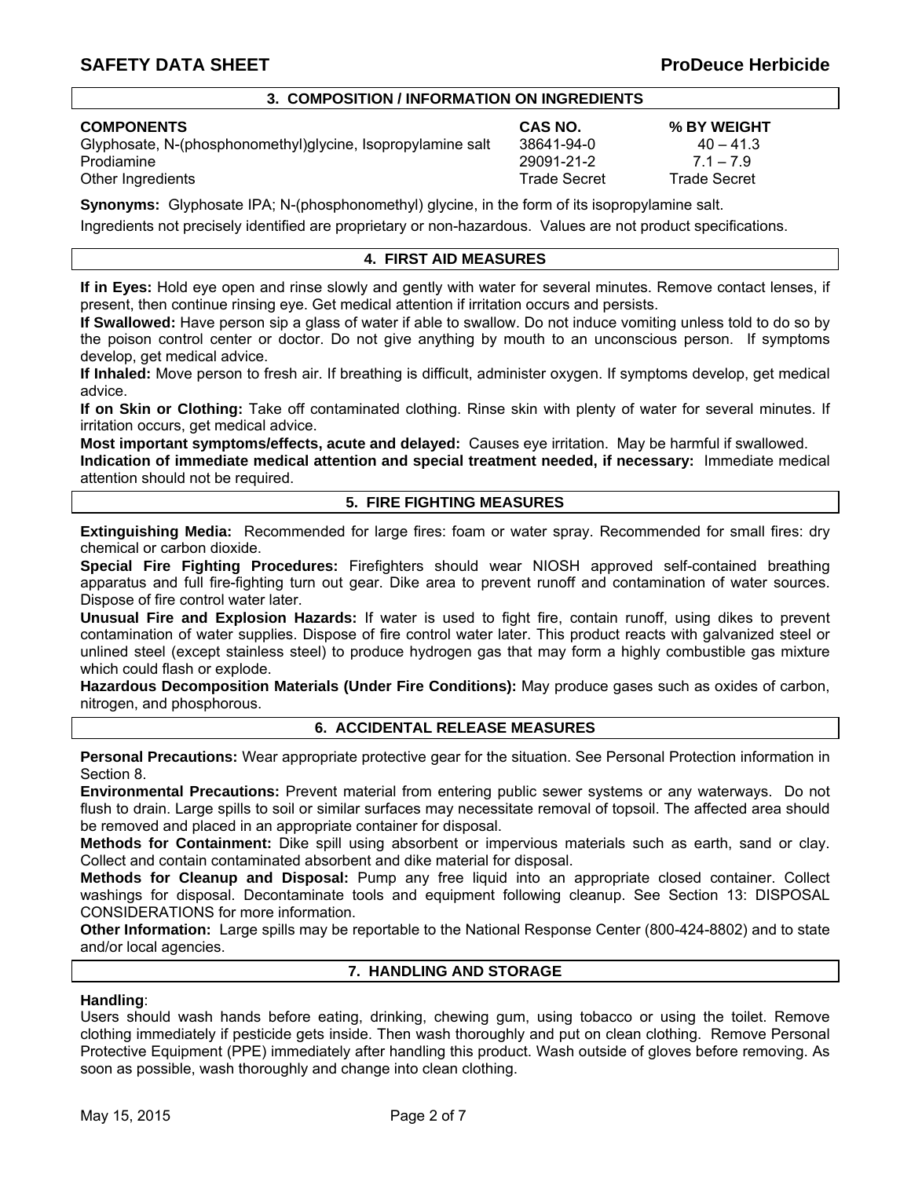## 3. COMPOSITION / INFORMATION ON INGREDIENTS

| COMPONENTS | CAS NO. | % BY WEIGHT |
|---|---|---|
| Glyphosate, N-(phosphonomethyl)glycine, Isopropylamine salt | 38641-94-0 | 40 – 41.3 |
| Prodiamine | 29091-21-2 | 7.1 – 7.9 |
| Other Ingredients | Trade Secret | Trade Secret |

**Synonyms:** Glyphosate IPA; N-(phosphonomethyl) glycine, in the form of its isopropylamine salt.

Ingredients not precisely identified are proprietary or non-hazardous. Values are not product specifications.

## 4. FIRST AID MEASURES

**If in Eyes:** Hold eye open and rinse slowly and gently with water for several minutes. Remove contact lenses, if present, then continue rinsing eye. Get medical attention if irritation occurs and persists.

**If Swallowed:** Have person sip a glass of water if able to swallow. Do not induce vomiting unless told to do so by the poison control center or doctor. Do not give anything by mouth to an unconscious person. If symptoms develop, get medical advice.

**If Inhaled:** Move person to fresh air. If breathing is difficult, administer oxygen. If symptoms develop, get medical advice.

**If on Skin or Clothing:** Take off contaminated clothing. Rinse skin with plenty of water for several minutes. If irritation occurs, get medical advice.

**Most important symptoms/effects, acute and delayed:** Causes eye irritation. May be harmful if swallowed.

**Indication of immediate medical attention and special treatment needed, if necessary:** Immediate medical attention should not be required.

## 5. FIRE FIGHTING MEASURES

**Extinguishing Media:** Recommended for large fires: foam or water spray. Recommended for small fires: dry chemical or carbon dioxide.

**Special Fire Fighting Procedures:** Firefighters should wear NIOSH approved self-contained breathing apparatus and full fire-fighting turn out gear. Dike area to prevent runoff and contamination of water sources. Dispose of fire control water later.

**Unusual Fire and Explosion Hazards:** If water is used to fight fire, contain runoff, using dikes to prevent contamination of water supplies. Dispose of fire control water later. This product reacts with galvanized steel or unlined steel (except stainless steel) to produce hydrogen gas that may form a highly combustible gas mixture which could flash or explode.

**Hazardous Decomposition Materials (Under Fire Conditions):** May produce gases such as oxides of carbon, nitrogen, and phosphorous.

## 6. ACCIDENTAL RELEASE MEASURES

**Personal Precautions:** Wear appropriate protective gear for the situation. See Personal Protection information in Section 8.

**Environmental Precautions:** Prevent material from entering public sewer systems or any waterways. Do not flush to drain. Large spills to soil or similar surfaces may necessitate removal of topsoil. The affected area should be removed and placed in an appropriate container for disposal.

**Methods for Containment:** Dike spill using absorbent or impervious materials such as earth, sand or clay. Collect and contain contaminated absorbent and dike material for disposal.

**Methods for Cleanup and Disposal:** Pump any free liquid into an appropriate closed container. Collect washings for disposal. Decontaminate tools and equipment following cleanup. See Section 13: DISPOSAL CONSIDERATIONS for more information.

**Other Information:** Large spills may be reportable to the National Response Center (800-424-8802) and to state and/or local agencies.

## 7. HANDLING AND STORAGE

**Handling**:

Users should wash hands before eating, drinking, chewing gum, using tobacco or using the toilet. Remove clothing immediately if pesticide gets inside. Then wash thoroughly and put on clean clothing. Remove Personal Protective Equipment (PPE) immediately after handling this product. Wash outside of gloves before removing. As soon as possible, wash thoroughly and change into clean clothing.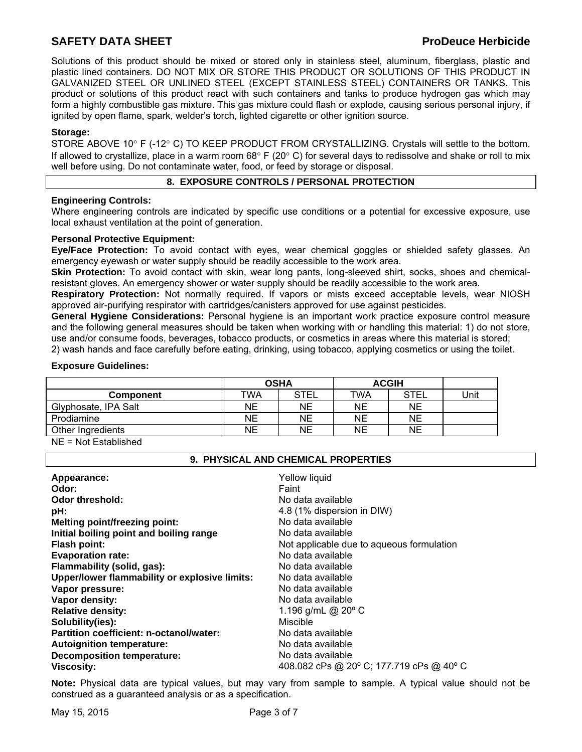Solutions of this product should be mixed or stored only in stainless steel, aluminum, fiberglass, plastic and plastic lined containers. DO NOT MIX OR STORE THIS PRODUCT OR SOLUTIONS OF THIS PRODUCT IN GALVANIZED STEEL OR UNLINED STEEL (EXCEPT STAINLESS STEEL) CONTAINERS OR TANKS. This product or solutions of this product react with such containers and tanks to produce hydrogen gas which may form a highly combustible gas mixture. This gas mixture could flash or explode, causing serious personal injury, if ignited by open flame, spark, welder's torch, lighted cigarette or other ignition source.

**Storage:**
STORE ABOVE 10° F (-12° C) TO KEEP PRODUCT FROM CRYSTALLIZING. Crystals will settle to the bottom. If allowed to crystallize, place in a warm room 68° F (20° C) for several days to redissolve and shake or roll to mix well before using. Do not contaminate water, food, or feed by storage or disposal.

## 8. EXPOSURE CONTROLS / PERSONAL PROTECTION

**Engineering Controls:**
Where engineering controls are indicated by specific use conditions or a potential for excessive exposure, use local exhaust ventilation at the point of generation.

**Personal Protective Equipment:**

**Eye/Face Protection:** To avoid contact with eyes, wear chemical goggles or shielded safety glasses. An emergency eyewash or water supply should be readily accessible to the work area.

**Skin Protection:** To avoid contact with skin, wear long pants, long-sleeved shirt, socks, shoes and chemical-resistant gloves. An emergency shower or water supply should be readily accessible to the work area.

**Respiratory Protection:** Not normally required. If vapors or mists exceed acceptable levels, wear NIOSH approved air-purifying respirator with cartridges/canisters approved for use against pesticides.

**General Hygiene Considerations:** Personal hygiene is an important work practice exposure control measure and the following general measures should be taken when working with or handling this material: 1) do not store, use and/or consume foods, beverages, tobacco products, or cosmetics in areas where this material is stored;
2) wash hands and face carefully before eating, drinking, using tobacco, applying cosmetics or using the toilet.

**Exposure Guidelines:**

| | OSHA | | ACGIH | | |
|---|---|---|---|---|---|
| **Component** | TWA | STEL | TWA | STEL | Unit |
| Glyphosate, IPA Salt | NE | NE | NE | NE | |
| Prodiamine | NE | NE | NE | NE | |
| Other Ingredients | NE | NE | NE | NE | |

NE = Not Established

## 9. PHYSICAL AND CHEMICAL PROPERTIES

| | |
|---|---|
| **Appearance:** | Yellow liquid |
| **Odor:** | Faint |
| **Odor threshold:** | No data available |
| **pH:** | 4.8 (1% dispersion in DIW) |
| **Melting point/freezing point:** | No data available |
| **Initial boiling point and boiling range** | No data available |
| **Flash point:** | Not applicable due to aqueous formulation |
| **Evaporation rate:** | No data available |
| **Flammability (solid, gas):** | No data available |
| **Upper/lower flammability or explosive limits:** | No data available |
| **Vapor pressure:** | No data available |
| **Vapor density:** | No data available |
| **Relative density:** | 1.196 g/mL @ 20º C |
| **Solubility(ies):** | Miscible |
| **Partition coefficient: n-octanol/water:** | No data available |
| **Autoignition temperature:** | No data available |
| **Decomposition temperature:** | No data available |
| **Viscosity:** | 408.082 cPs @ 20º C; 177.719 cPs @ 40º C |

**Note:** Physical data are typical values, but may vary from sample to sample. A typical value should not be construed as a guaranteed analysis or as a specification.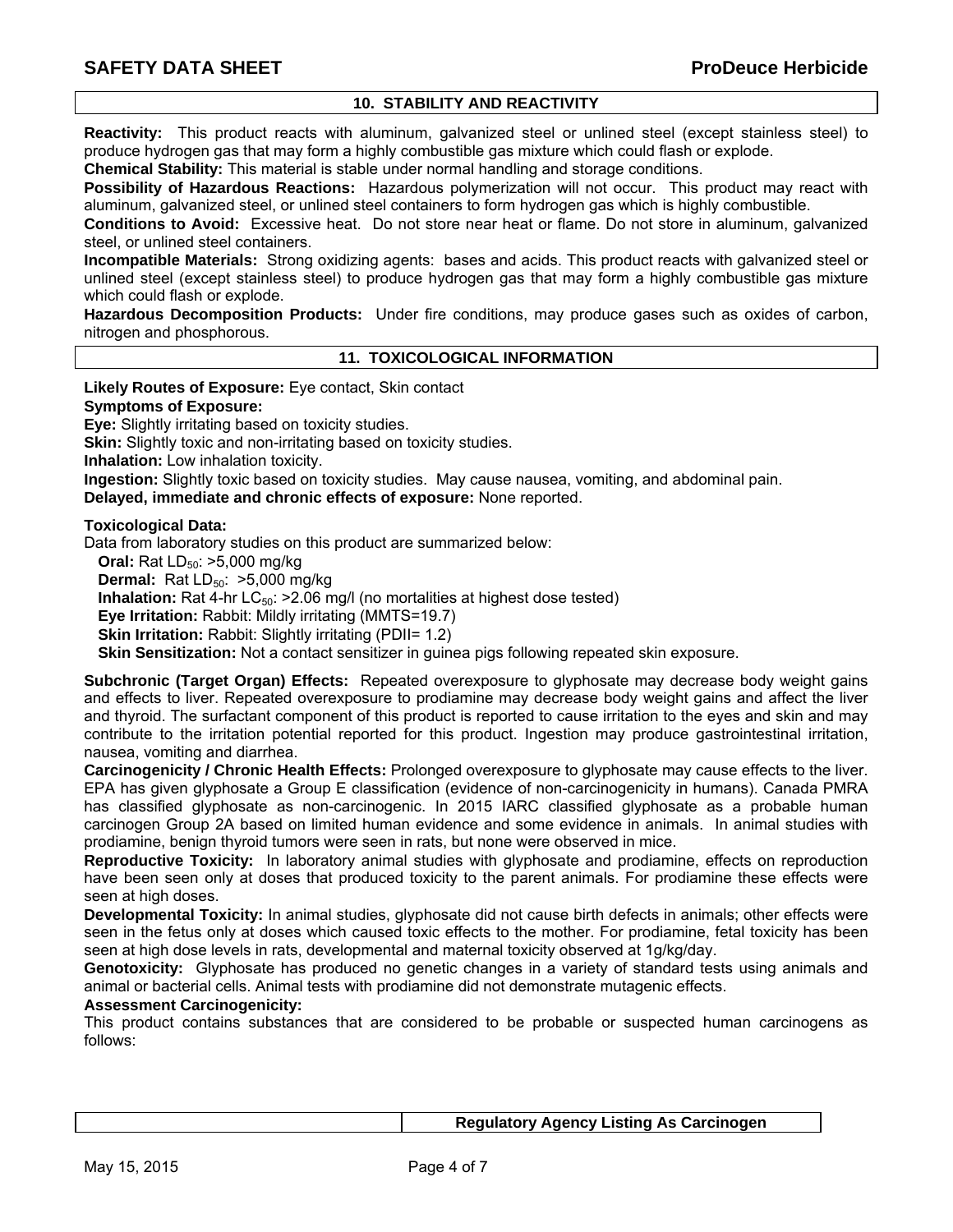## 10. STABILITY AND REACTIVITY

**Reactivity:** This product reacts with aluminum, galvanized steel or unlined steel (except stainless steel) to produce hydrogen gas that may form a highly combustible gas mixture which could flash or explode.
**Chemical Stability:** This material is stable under normal handling and storage conditions.
**Possibility of Hazardous Reactions:** Hazardous polymerization will not occur. This product may react with aluminum, galvanized steel, or unlined steel containers to form hydrogen gas which is highly combustible.
**Conditions to Avoid:** Excessive heat. Do not store near heat or flame. Do not store in aluminum, galvanized steel, or unlined steel containers.
**Incompatible Materials:** Strong oxidizing agents: bases and acids. This product reacts with galvanized steel or unlined steel (except stainless steel) to produce hydrogen gas that may form a highly combustible gas mixture which could flash or explode.
**Hazardous Decomposition Products:** Under fire conditions, may produce gases such as oxides of carbon, nitrogen and phosphorous.

## 11. TOXICOLOGICAL INFORMATION

**Likely Routes of Exposure:** Eye contact, Skin contact
**Symptoms of Exposure:**
**Eye:** Slightly irritating based on toxicity studies.
**Skin:** Slightly toxic and non-irritating based on toxicity studies.
**Inhalation:** Low inhalation toxicity.
**Ingestion:** Slightly toxic based on toxicity studies. May cause nausea, vomiting, and abdominal pain.
**Delayed, immediate and chronic effects of exposure:** None reported.

**Toxicological Data:**
Data from laboratory studies on this product are summarized below:
**Oral:** Rat $LD_{50}$: >5,000 mg/kg
**Dermal:** Rat $LD_{50}$: >5,000 mg/kg
**Inhalation:** Rat 4-hr $LC_{50}$: >2.06 mg/l (no mortalities at highest dose tested)
**Eye Irritation:** Rabbit: Mildly irritating (MMTS=19.7)
**Skin Irritation:** Rabbit: Slightly irritating (PDII= 1.2)
**Skin Sensitization:** Not a contact sensitizer in guinea pigs following repeated skin exposure.

**Subchronic (Target Organ) Effects:** Repeated overexposure to glyphosate may decrease body weight gains and effects to liver. Repeated overexposure to prodiamine may decrease body weight gains and affect the liver and thyroid. The surfactant component of this product is reported to cause irritation to the eyes and skin and may contribute to the irritation potential reported for this product. Ingestion may produce gastrointestinal irritation, nausea, vomiting and diarrhea.
**Carcinogenicity / Chronic Health Effects:** Prolonged overexposure to glyphosate may cause effects to the liver. EPA has given glyphosate a Group E classification (evidence of non-carcinogenicity in humans). Canada PMRA has classified glyphosate as non-carcinogenic. In 2015 IARC classified glyphosate as a probable human carcinogen Group 2A based on limited human evidence and some evidence in animals. In animal studies with prodiamine, benign thyroid tumors were seen in rats, but none were observed in mice.
**Reproductive Toxicity:** In laboratory animal studies with glyphosate and prodiamine, effects on reproduction have been seen only at doses that produced toxicity to the parent animals. For prodiamine these effects were seen at high doses.
**Developmental Toxicity:** In animal studies, glyphosate did not cause birth defects in animals; other effects were seen in the fetus only at doses which caused toxic effects to the mother. For prodiamine, fetal toxicity has been seen at high dose levels in rats, developmental and maternal toxicity observed at 1g/kg/day.
**Genotoxicity:** Glyphosate has produced no genetic changes in a variety of standard tests using animals and animal or bacterial cells. Animal tests with prodiamine did not demonstrate mutagenic effects.
**Assessment Carcinogenicity:**
This product contains substances that are considered to be probable or suspected human carcinogens as follows:

| | Regulatory Agency Listing As Carcinogen |
|---|---|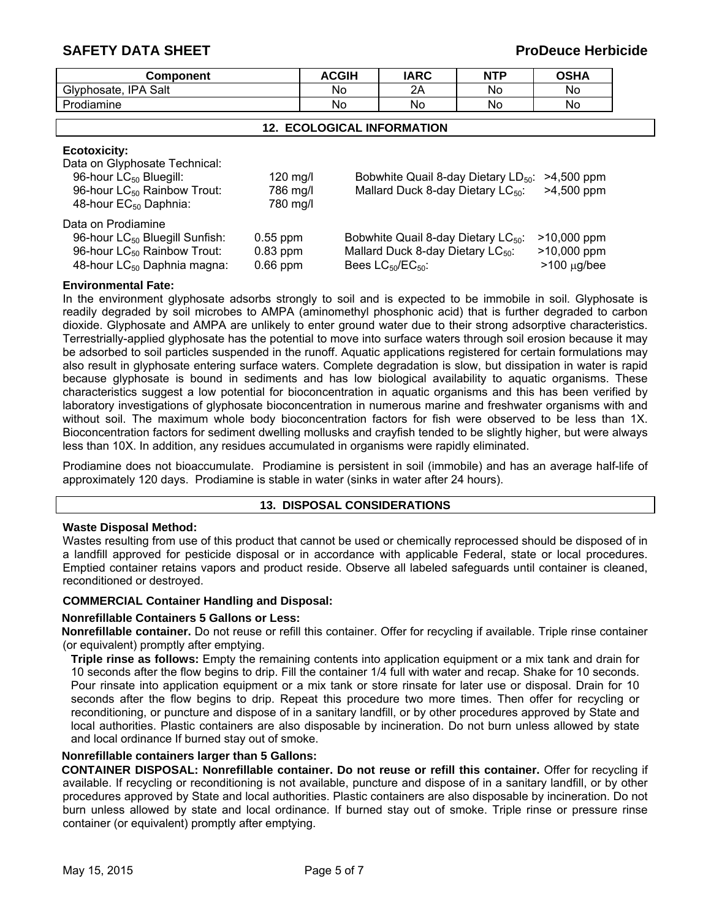| Component | ACGIH | IARC | NTP | OSHA |
| --- | --- | --- | --- | --- |
| Glyphosate, IPA Salt | No | 2A | No | No |
| Prodiamine | No | No | No | No |

## 12. ECOLOGICAL INFORMATION

**Ecotoxicity:**

Data on Glyphosate Technical:

| | | | |
| --- | --- | --- | --- |
| 96-hour $LC_{50}$ Bluegill: | 120 mg/l | Bobwhite Quail 8-day Dietary $LD_{50}$: | >4,500 ppm |
| 96-hour $LC_{50}$ Rainbow Trout: | 786 mg/l | Mallard Duck 8-day Dietary $LC_{50}$: | >4,500 ppm |
| 48-hour $EC_{50}$ Daphnia: | 780 mg/l | | |

Data on Prodiamine

| | | | |
| --- | --- | --- | --- |
| 96-hour $LC_{50}$ Bluegill Sunfish: | 0.55 ppm | Bobwhite Quail 8-day Dietary $LC_{50}$: | >10,000 ppm |
| 96-hour $LC_{50}$ Rainbow Trout: | 0.83 ppm | Mallard Duck 8-day Dietary $LC_{50}$: | >10,000 ppm |
| 48-hour $LC_{50}$ Daphnia magna: | 0.66 ppm | Bees $LC_{50}$/$EC_{50}$: | >100 μg/bee |

**Environmental Fate:**

In the environment glyphosate adsorbs strongly to soil and is expected to be immobile in soil. Glyphosate is readily degraded by soil microbes to AMPA (aminomethyl phosphonic acid) that is further degraded to carbon dioxide. Glyphosate and AMPA are unlikely to enter ground water due to their strong adsorptive characteristics. Terrestrially-applied glyphosate has the potential to move into surface waters through soil erosion because it may be adsorbed to soil particles suspended in the runoff. Aquatic applications registered for certain formulations may also result in glyphosate entering surface waters. Complete degradation is slow, but dissipation in water is rapid because glyphosate is bound in sediments and has low biological availability to aquatic organisms. These characteristics suggest a low potential for bioconcentration in aquatic organisms and this has been verified by laboratory investigations of glyphosate bioconcentration in numerous marine and freshwater organisms with and without soil. The maximum whole body bioconcentration factors for fish were observed to be less than 1X. Bioconcentration factors for sediment dwelling mollusks and crayfish tended to be slightly higher, but were always less than 10X. In addition, any residues accumulated in organisms were rapidly eliminated.

Prodiamine does not bioaccumulate. Prodiamine is persistent in soil (immobile) and has an average half-life of approximately 120 days. Prodiamine is stable in water (sinks in water after 24 hours).

## 13. DISPOSAL CONSIDERATIONS

**Waste Disposal Method:**

Wastes resulting from use of this product that cannot be used or chemically reprocessed should be disposed of in a landfill approved for pesticide disposal or in accordance with applicable Federal, state or local procedures. Emptied container retains vapors and product reside. Observe all labeled safeguards until container is cleaned, reconditioned or destroyed.

**COMMERCIAL Container Handling and Disposal:**

**Nonrefillable Containers 5 Gallons or Less:**

**Nonrefillable container.** Do not reuse or refill this container. Offer for recycling if available. Triple rinse container (or equivalent) promptly after emptying.

**Triple rinse as follows:** Empty the remaining contents into application equipment or a mix tank and drain for 10 seconds after the flow begins to drip. Fill the container 1/4 full with water and recap. Shake for 10 seconds. Pour rinsate into application equipment or a mix tank or store rinsate for later use or disposal. Drain for 10 seconds after the flow begins to drip. Repeat this procedure two more times. Then offer for recycling or reconditioning, or puncture and dispose of in a sanitary landfill, or by other procedures approved by State and local authorities. Plastic containers are also disposable by incineration. Do not burn unless allowed by state and local ordinance If burned stay out of smoke.

**Nonrefillable containers larger than 5 Gallons:**

**CONTAINER DISPOSAL: Nonrefillable container. Do not reuse or refill this container.** Offer for recycling if available. If recycling or reconditioning is not available, puncture and dispose of in a sanitary landfill, or by other procedures approved by State and local authorities. Plastic containers are also disposable by incineration. Do not burn unless allowed by state and local ordinance. If burned stay out of smoke. Triple rinse or pressure rinse container (or equivalent) promptly after emptying.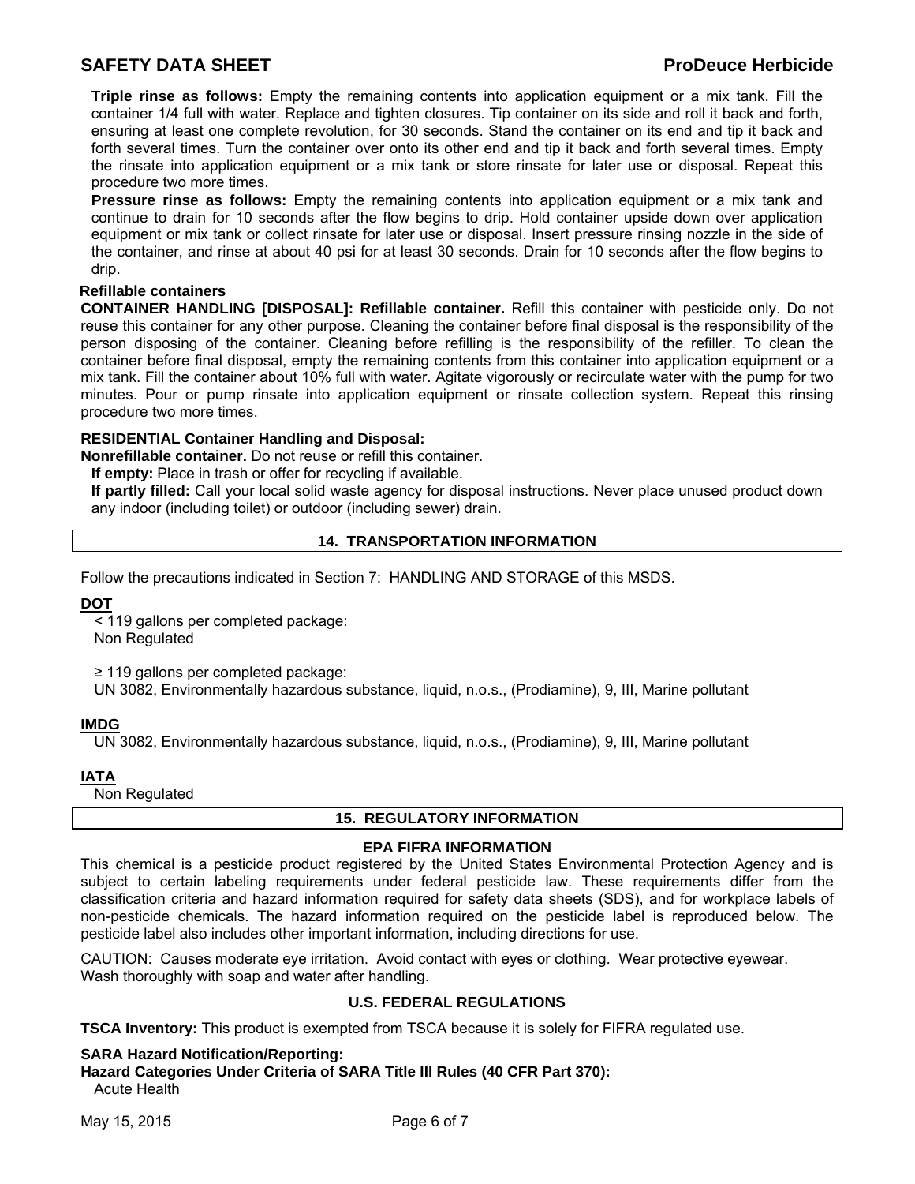**Triple rinse as follows:** Empty the remaining contents into application equipment or a mix tank. Fill the container 1/4 full with water. Replace and tighten closures. Tip container on its side and roll it back and forth, ensuring at least one complete revolution, for 30 seconds. Stand the container on its end and tip it back and forth several times. Turn the container over onto its other end and tip it back and forth several times. Empty the rinsate into application equipment or a mix tank or store rinsate for later use or disposal. Repeat this procedure two more times.

**Pressure rinse as follows:** Empty the remaining contents into application equipment or a mix tank and continue to drain for 10 seconds after the flow begins to drip. Hold container upside down over application equipment or mix tank or collect rinsate for later use or disposal. Insert pressure rinsing nozzle in the side of the container, and rinse at about 40 psi for at least 30 seconds. Drain for 10 seconds after the flow begins to drip.

**Refillable containers**

**CONTAINER HANDLING [DISPOSAL]: Refillable container.** Refill this container with pesticide only. Do not reuse this container for any other purpose. Cleaning the container before final disposal is the responsibility of the person disposing of the container. Cleaning before refilling is the responsibility of the refiller. To clean the container before final disposal, empty the remaining contents from this container into application equipment or a mix tank. Fill the container about 10% full with water. Agitate vigorously or recirculate water with the pump for two minutes. Pour or pump rinsate into application equipment or rinsate collection system. Repeat this rinsing procedure two more times.

**RESIDENTIAL Container Handling and Disposal:**

**Nonrefillable container.** Do not reuse or refill this container.

**If empty:** Place in trash or offer for recycling if available.

**If partly filled:** Call your local solid waste agency for disposal instructions. Never place unused product down any indoor (including toilet) or outdoor (including sewer) drain.

## 14. TRANSPORTATION INFORMATION

Follow the precautions indicated in Section 7: HANDLING AND STORAGE of this MSDS.

**DOT**

< 119 gallons per completed package:
Non Regulated

≥ 119 gallons per completed package:
UN 3082, Environmentally hazardous substance, liquid, n.o.s., (Prodiamine), 9, III, Marine pollutant

**IMDG**

UN 3082, Environmentally hazardous substance, liquid, n.o.s., (Prodiamine), 9, III, Marine pollutant

**IATA**

Non Regulated

## 15. REGULATORY INFORMATION

### EPA FIFRA INFORMATION

This chemical is a pesticide product registered by the United States Environmental Protection Agency and is subject to certain labeling requirements under federal pesticide law. These requirements differ from the classification criteria and hazard information required for safety data sheets (SDS), and for workplace labels of non-pesticide chemicals. The hazard information required on the pesticide label is reproduced below. The pesticide label also includes other important information, including directions for use.

CAUTION: Causes moderate eye irritation. Avoid contact with eyes or clothing. Wear protective eyewear. Wash thoroughly with soap and water after handling.

### U.S. FEDERAL REGULATIONS

**TSCA Inventory:** This product is exempted from TSCA because it is solely for FIFRA regulated use.

**SARA Hazard Notification/Reporting:**

**Hazard Categories Under Criteria of SARA Title III Rules (40 CFR Part 370):**

Acute Health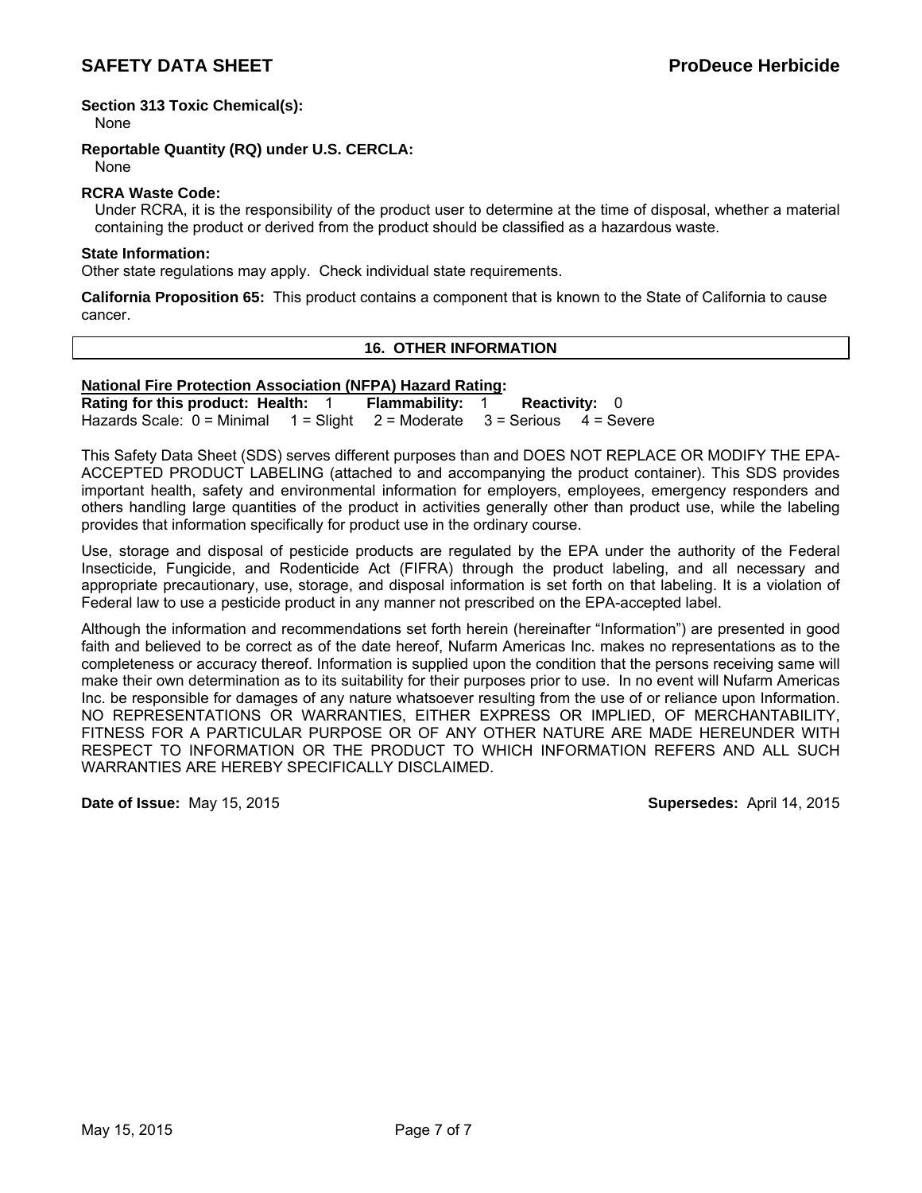**Section 313 Toxic Chemical(s):**
None

**Reportable Quantity (RQ) under U.S. CERCLA:**
None

**RCRA Waste Code:**
Under RCRA, it is the responsibility of the product user to determine at the time of disposal, whether a material containing the product or derived from the product should be classified as a hazardous waste.

**State Information:**
Other state regulations may apply. Check individual state requirements.

**California Proposition 65:** This product contains a component that is known to the State of California to cause cancer.

## 16. OTHER INFORMATION

**National Fire Protection Association (NFPA) Hazard Rating:**
**Rating for this product: Health:** 1 **Flammability:** 1 **Reactivity:** 0
Hazards Scale: 0 = Minimal 1 = Slight 2 = Moderate 3 = Serious 4 = Severe

This Safety Data Sheet (SDS) serves different purposes than and DOES NOT REPLACE OR MODIFY THE EPA-ACCEPTED PRODUCT LABELING (attached to and accompanying the product container). This SDS provides important health, safety and environmental information for employers, employees, emergency responders and others handling large quantities of the product in activities generally other than product use, while the labeling provides that information specifically for product use in the ordinary course.

Use, storage and disposal of pesticide products are regulated by the EPA under the authority of the Federal Insecticide, Fungicide, and Rodenticide Act (FIFRA) through the product labeling, and all necessary and appropriate precautionary, use, storage, and disposal information is set forth on that labeling. It is a violation of Federal law to use a pesticide product in any manner not prescribed on the EPA-accepted label.

Although the information and recommendations set forth herein (hereinafter "Information") are presented in good faith and believed to be correct as of the date hereof, Nufarm Americas Inc. makes no representations as to the completeness or accuracy thereof. Information is supplied upon the condition that the persons receiving same will make their own determination as to its suitability for their purposes prior to use. In no event will Nufarm Americas Inc. be responsible for damages of any nature whatsoever resulting from the use of or reliance upon Information. NO REPRESENTATIONS OR WARRANTIES, EITHER EXPRESS OR IMPLIED, OF MERCHANTABILITY, FITNESS FOR A PARTICULAR PURPOSE OR OF ANY OTHER NATURE ARE MADE HEREUNDER WITH RESPECT TO INFORMATION OR THE PRODUCT TO WHICH INFORMATION REFERS AND ALL SUCH WARRANTIES ARE HEREBY SPECIFICALLY DISCLAIMED.

**Date of Issue:** May 15, 2015 **Supersedes:** April 14, 2015